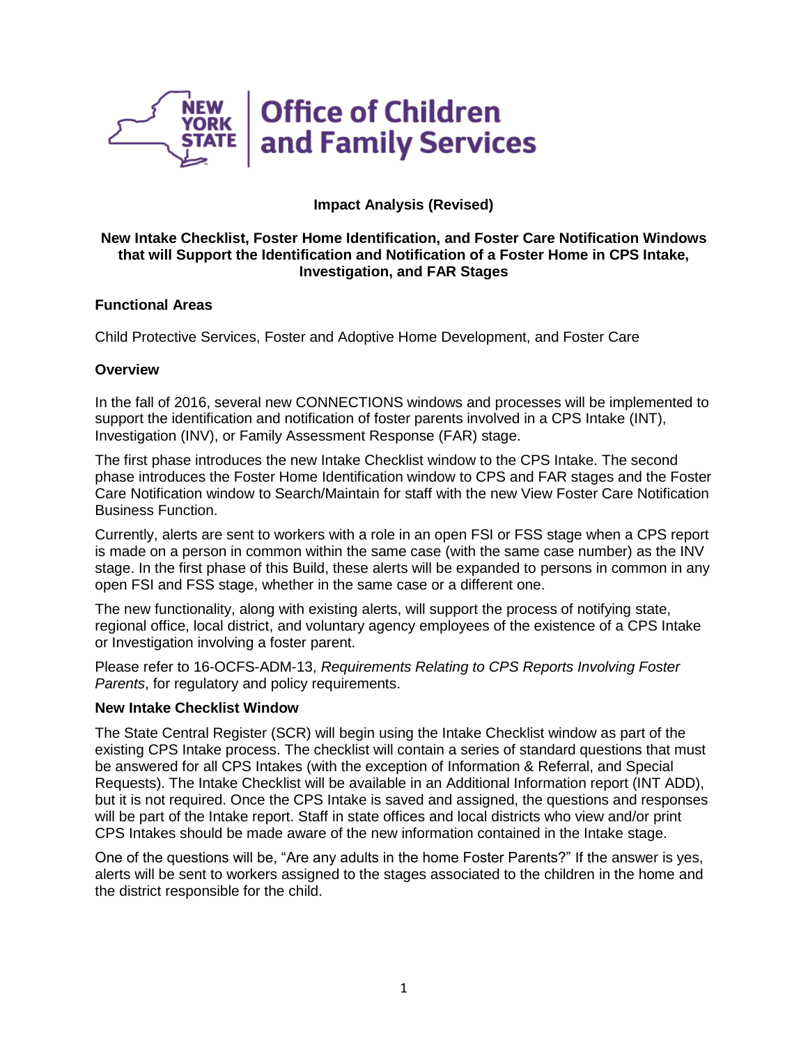Office of Children and Family Services

**Impact Analysis (Revised)**

**New Intake Checklist, Foster Home Identification, and Foster Care Notification Windows that will Support the Identification and Notification of a Foster Home in CPS Intake, Investigation, and FAR Stages**

**Functional Areas**

Child Protective Services, Foster and Adoptive Home Development, and Foster Care

**Overview**

In the fall of 2016, several new CONNECTIONS windows and processes will be implemented to support the identification and notification of foster parents involved in a CPS Intake (INT), Investigation (INV), or Family Assessment Response (FAR) stage.

The first phase introduces the new Intake Checklist window to the CPS Intake. The second phase introduces the Foster Home Identification window to CPS and FAR stages and the Foster Care Notification window to Search/Maintain for staff with the new View Foster Care Notification Business Function.

Currently, alerts are sent to workers with a role in an open FSI or FSS stage when a CPS report is made on a person in common within the same case (with the same case number) as the INV stage. In the first phase of this Build, these alerts will be expanded to persons in common in any open FSI and FSS stage, whether in the same case or a different one.

The new functionality, along with existing alerts, will support the process of notifying state, regional office, local district, and voluntary agency employees of the existence of a CPS Intake or Investigation involving a foster parent.

Please refer to 16-OCFS-ADM-13, *Requirements Relating to CPS Reports Involving Foster Parents*, for regulatory and policy requirements.

**New Intake Checklist Window**

The State Central Register (SCR) will begin using the Intake Checklist window as part of the existing CPS Intake process. The checklist will contain a series of standard questions that must be answered for all CPS Intakes (with the exception of Information & Referral, and Special Requests). The Intake Checklist will be available in an Additional Information report (INT ADD), but it is not required. Once the CPS Intake is saved and assigned, the questions and responses will be part of the Intake report. Staff in state offices and local districts who view and/or print CPS Intakes should be made aware of the new information contained in the Intake stage.

One of the questions will be, "Are any adults in the home Foster Parents?" If the answer is yes, alerts will be sent to workers assigned to the stages associated to the children in the home and the district responsible for the child.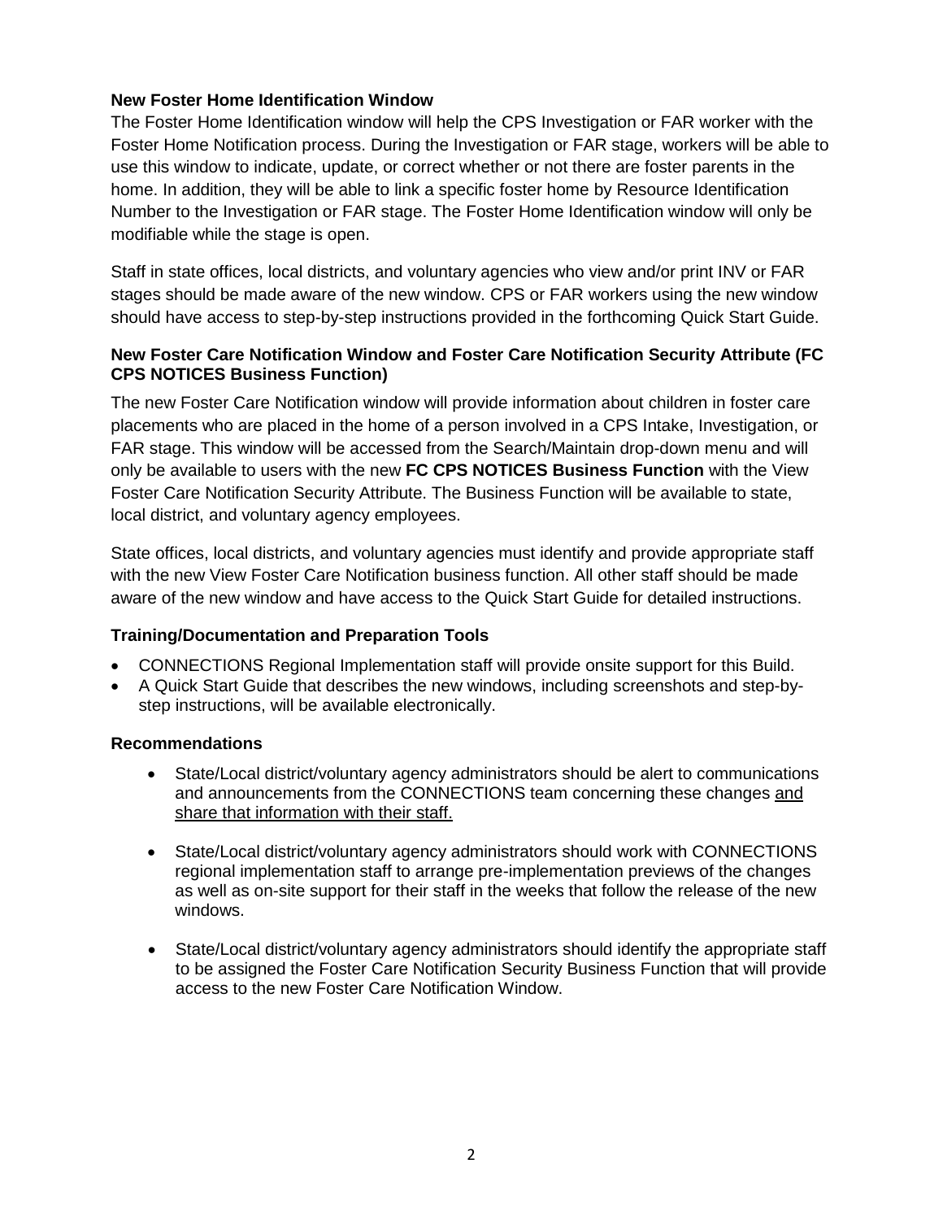**New Foster Home Identification Window**

The Foster Home Identification window will help the CPS Investigation or FAR worker with the Foster Home Notification process. During the Investigation or FAR stage, workers will be able to use this window to indicate, update, or correct whether or not there are foster parents in the home. In addition, they will be able to link a specific foster home by Resource Identification Number to the Investigation or FAR stage. The Foster Home Identification window will only be modifiable while the stage is open.

Staff in state offices, local districts, and voluntary agencies who view and/or print INV or FAR stages should be made aware of the new window. CPS or FAR workers using the new window should have access to step-by-step instructions provided in the forthcoming Quick Start Guide.

**New Foster Care Notification Window and Foster Care Notification Security Attribute (FC CPS NOTICES Business Function)**

The new Foster Care Notification window will provide information about children in foster care placements who are placed in the home of a person involved in a CPS Intake, Investigation, or FAR stage. This window will be accessed from the Search/Maintain drop-down menu and will only be available to users with the new **FC CPS NOTICES Business Function** with the View Foster Care Notification Security Attribute. The Business Function will be available to state, local district, and voluntary agency employees.

State offices, local districts, and voluntary agencies must identify and provide appropriate staff with the new View Foster Care Notification business function. All other staff should be made aware of the new window and have access to the Quick Start Guide for detailed instructions.

**Training/Documentation and Preparation Tools**

- CONNECTIONS Regional Implementation staff will provide onsite support for this Build.
- A Quick Start Guide that describes the new windows, including screenshots and step-by-step instructions, will be available electronically.

**Recommendations**

- State/Local district/voluntary agency administrators should be alert to communications and announcements from the CONNECTIONS team concerning these changes <u>and share that information with their staff.</u>

- State/Local district/voluntary agency administrators should work with CONNECTIONS regional implementation staff to arrange pre-implementation previews of the changes as well as on-site support for their staff in the weeks that follow the release of the new windows.

- State/Local district/voluntary agency administrators should identify the appropriate staff to be assigned the Foster Care Notification Security Business Function that will provide access to the new Foster Care Notification Window.